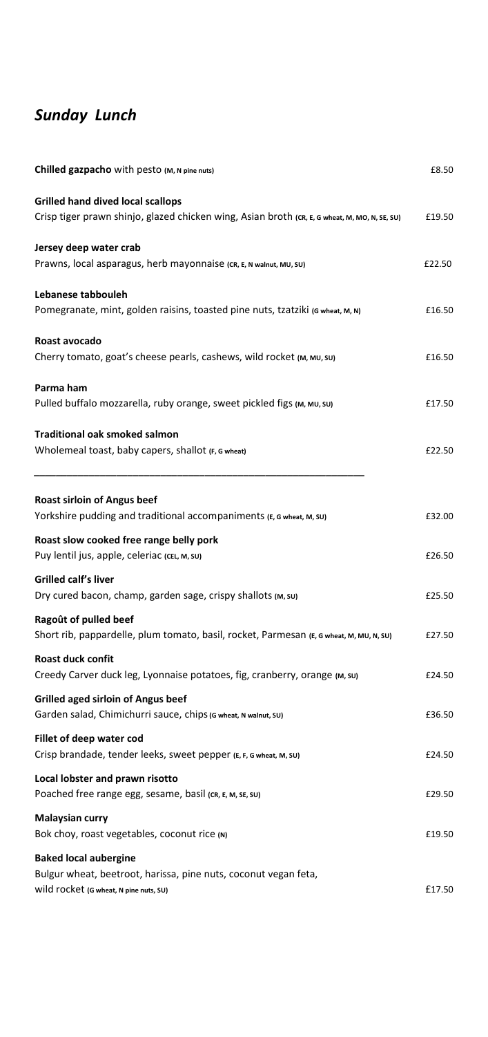# *Sunday Lunch*

**Chilled gazpacho** with pesto (M, N pine nuts) £8.50

**Grilled hand dived local scallops**
Crisp tiger prawn shinjo, glazed chicken wing, Asian broth (CR, E, G wheat, M, MO, N, SE, SU) £19.50

**Jersey deep water crab**
Prawns, local asparagus, herb mayonnaise (CR, E, N walnut, MU, SU) £22.50

**Lebanese tabbouleh**
Pomegranate, mint, golden raisins, toasted pine nuts, tzatziki (G wheat, M, N) £16.50

**Roast avocado**
Cherry tomato, goat's cheese pearls, cashews, wild rocket (M, MU, SU) £16.50

**Parma ham**
Pulled buffalo mozzarella, ruby orange, sweet pickled figs (M, MU, SU) £17.50

**Traditional oak smoked salmon**
Wholemeal toast, baby capers, shallot (F, G wheat) £22.50

---

**Roast sirloin of Angus beef**
Yorkshire pudding and traditional accompaniments (E, G wheat, M, SU) £32.00

**Roast slow cooked free range belly pork**
Puy lentil jus, apple, celeriac (CEL, M, SU) £26.50

**Grilled calf's liver**
Dry cured bacon, champ, garden sage, crispy shallots (M, SU) £25.50

**Ragoût of pulled beef**
Short rib, pappardelle, plum tomato, basil, rocket, Parmesan (E, G wheat, M, MU, N, SU) £27.50

**Roast duck confit**
Creedy Carver duck leg, Lyonnaise potatoes, fig, cranberry, orange (M, SU) £24.50

**Grilled aged sirloin of Angus beef**
Garden salad, Chimichurri sauce, chips (G wheat, N walnut, SU) £36.50

**Fillet of deep water cod**
Crisp brandade, tender leeks, sweet pepper (E, F, G wheat, M, SU) £24.50

**Local lobster and prawn risotto**
Poached free range egg, sesame, basil (CR, E, M, SE, SU) £29.50

**Malaysian curry**
Bok choy, roast vegetables, coconut rice (N) £19.50

**Baked local aubergine**
Bulgur wheat, beetroot, harissa, pine nuts, coconut vegan feta,
wild rocket (G wheat, N pine nuts, SU) £17.50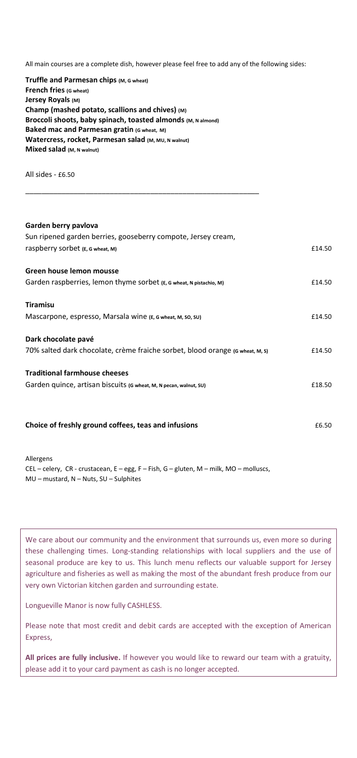All main courses are a complete dish, however please feel free to add any of the following sides:

**Truffle and Parmesan chips (M, G wheat)**
**French fries (G wheat)**
**Jersey Royals (M)**
**Champ (mashed potato, scallions and chives) (M)**
**Broccoli shoots, baby spinach, toasted almonds (M, N almond)**
**Baked mac and Parmesan gratin (G wheat, M)**
**Watercress, rocket, Parmesan salad (M, MU, N walnut)**
**Mixed salad (M, N walnut)**

All sides - £6.50

---

**Garden berry pavlova**
Sun ripened garden berries, gooseberry compote, Jersey cream, raspberry sorbet (E, G wheat, M) — £14.50

**Green house lemon mousse**
Garden raspberries, lemon thyme sorbet (E, G wheat, N pistachio, M) — £14.50

**Tiramisu**
Mascarpone, espresso, Marsala wine (E, G wheat, M, SO, SU) — £14.50

**Dark chocolate pavé**
70% salted dark chocolate, crème fraiche sorbet, blood orange (G wheat, M, S) — £14.50

**Traditional farmhouse cheeses**
Garden quince, artisan biscuits (G wheat, M, N pecan, walnut, SU) — £18.50

**Choice of freshly ground coffees, teas and infusions** — £6.50

Allergens
CEL – celery, CR - crustacean, E – egg, F – Fish, G – gluten, M – milk, MO – molluscs, MU – mustard, N – Nuts, SU – Sulphites

We care about our community and the environment that surrounds us, even more so during these challenging times. Long-standing relationships with local suppliers and the use of seasonal produce are key to us. This lunch menu reflects our valuable support for Jersey agriculture and fisheries as well as making the most of the abundant fresh produce from our very own Victorian kitchen garden and surrounding estate.

Longueville Manor is now fully CASHLESS.

Please note that most credit and debit cards are accepted with the exception of American Express,

**All prices are fully inclusive.** If however you would like to reward our team with a gratuity, please add it to your card payment as cash is no longer accepted.